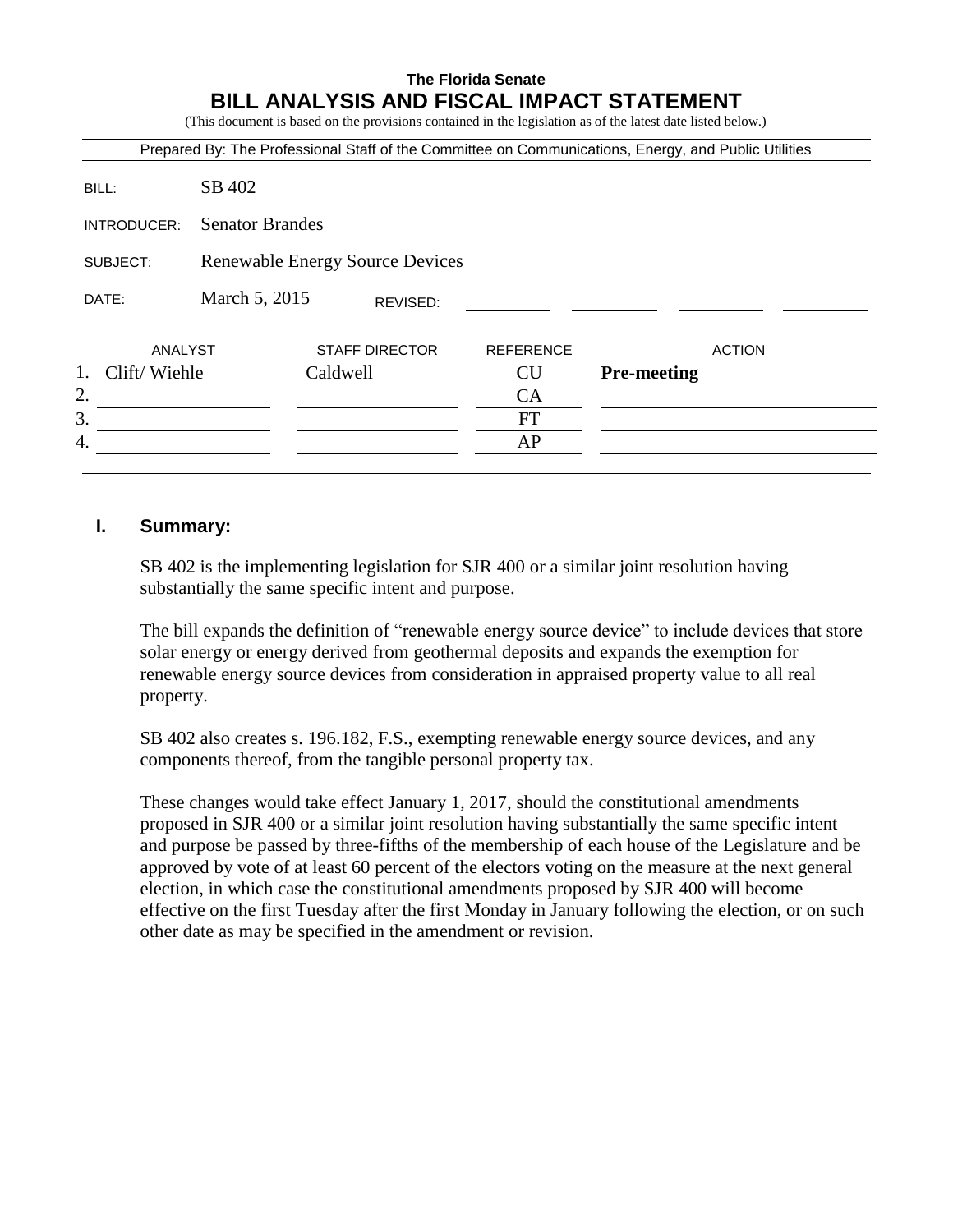**The Florida Senate**

# BILL ANALYSIS AND FISCAL IMPACT STATEMENT

(This document is based on the provisions contained in the legislation as of the latest date listed below.)

Prepared By: The Professional Staff of the Committee on Communications, Energy, and Public Utilities

| | |
|---|---|
| BILL: | SB 402 |
| INTRODUCER: | Senator Brandes |
| SUBJECT: | Renewable Energy Source Devices |
| DATE: | March 5, 2015 REVISED: |

| | ANALYST | STAFF DIRECTOR | REFERENCE | ACTION |
|---|---|---|---|---|
| 1. | Clift/ Wiehle | Caldwell | CU | **Pre-meeting** |
| 2. | | | CA | |
| 3. | | | FT | |
| 4. | | | AP | |

## I. Summary:

SB 402 is the implementing legislation for SJR 400 or a similar joint resolution having substantially the same specific intent and purpose.

The bill expands the definition of "renewable energy source device" to include devices that store solar energy or energy derived from geothermal deposits and expands the exemption for renewable energy source devices from consideration in appraised property value to all real property.

SB 402 also creates s. 196.182, F.S., exempting renewable energy source devices, and any components thereof, from the tangible personal property tax.

These changes would take effect January 1, 2017, should the constitutional amendments proposed in SJR 400 or a similar joint resolution having substantially the same specific intent and purpose be passed by three-fifths of the membership of each house of the Legislature and be approved by vote of at least 60 percent of the electors voting on the measure at the next general election, in which case the constitutional amendments proposed by SJR 400 will become effective on the first Tuesday after the first Monday in January following the election, or on such other date as may be specified in the amendment or revision.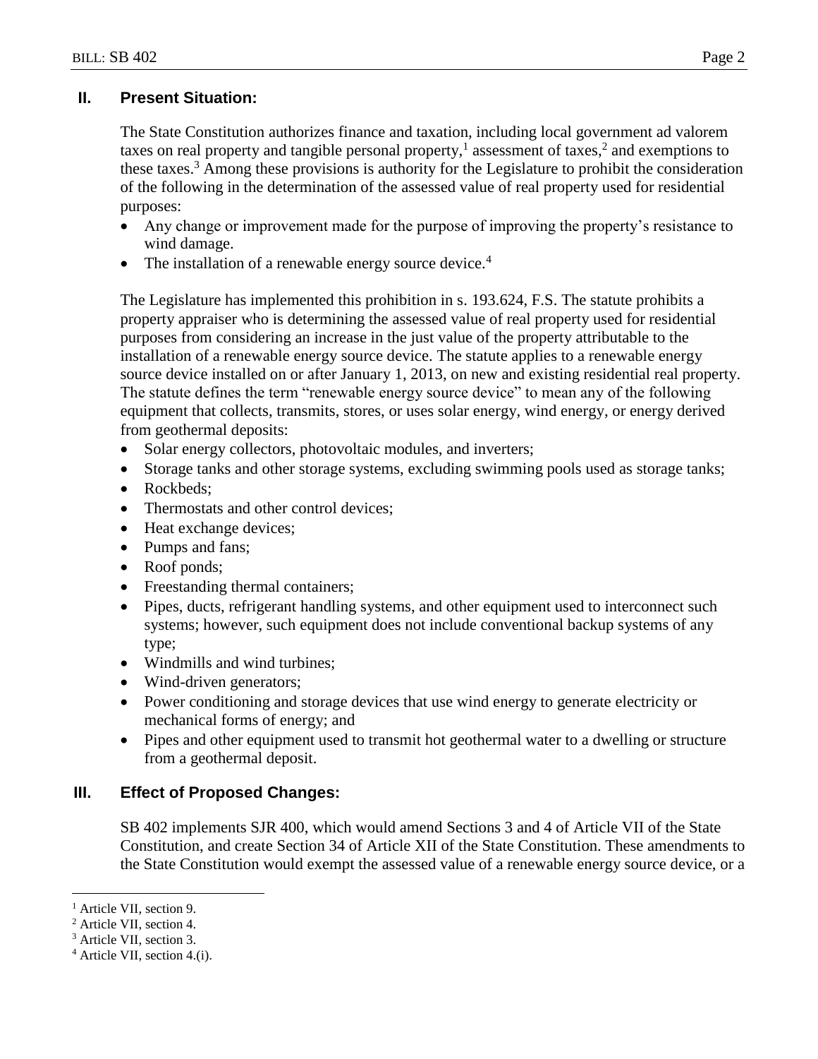## II. Present Situation:

The State Constitution authorizes finance and taxation, including local government ad valorem taxes on real property and tangible personal property,[1] assessment of taxes,[2] and exemptions to these taxes.[3] Among these provisions is authority for the Legislature to prohibit the consideration of the following in the determination of the assessed value of real property used for residential purposes:

- Any change or improvement made for the purpose of improving the property's resistance to wind damage.
- The installation of a renewable energy source device.[4]

The Legislature has implemented this prohibition in s. 193.624, F.S. The statute prohibits a property appraiser who is determining the assessed value of real property used for residential purposes from considering an increase in the just value of the property attributable to the installation of a renewable energy source device. The statute applies to a renewable energy source device installed on or after January 1, 2013, on new and existing residential real property. The statute defines the term "renewable energy source device" to mean any of the following equipment that collects, transmits, stores, or uses solar energy, wind energy, or energy derived from geothermal deposits:

- Solar energy collectors, photovoltaic modules, and inverters;
- Storage tanks and other storage systems, excluding swimming pools used as storage tanks;
- Rockbeds;
- Thermostats and other control devices;
- Heat exchange devices;
- Pumps and fans;
- Roof ponds;
- Freestanding thermal containers;
- Pipes, ducts, refrigerant handling systems, and other equipment used to interconnect such systems; however, such equipment does not include conventional backup systems of any type;
- Windmills and wind turbines;
- Wind-driven generators;
- Power conditioning and storage devices that use wind energy to generate electricity or mechanical forms of energy; and
- Pipes and other equipment used to transmit hot geothermal water to a dwelling or structure from a geothermal deposit.

## III. Effect of Proposed Changes:

SB 402 implements SJR 400, which would amend Sections 3 and 4 of Article VII of the State Constitution, and create Section 34 of Article XII of the State Constitution. These amendments to the State Constitution would exempt the assessed value of a renewable energy source device, or a

[1] Article VII, section 9.

[2] Article VII, section 4.

[3] Article VII, section 3.

[4] Article VII, section 4.(i).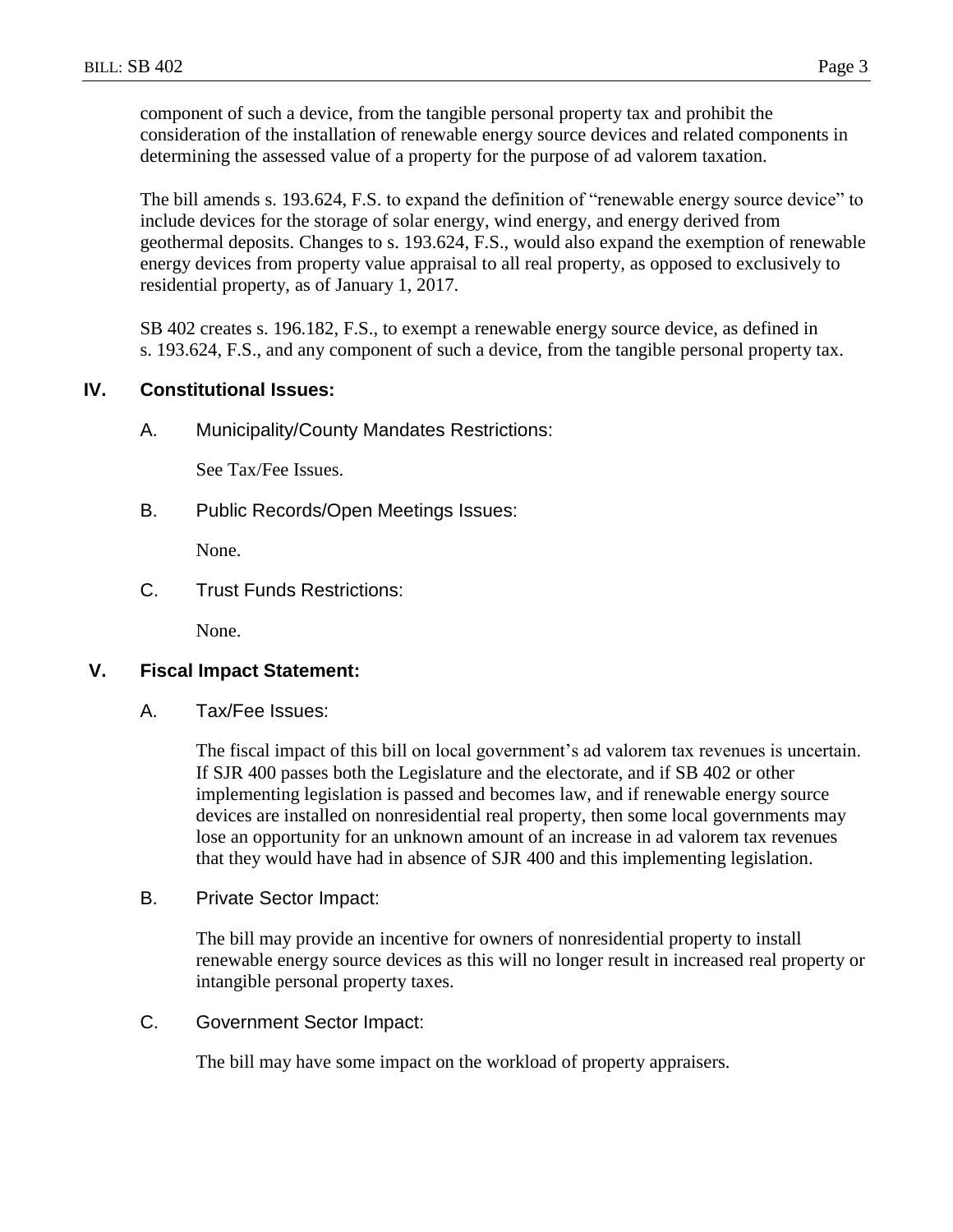component of such a device, from the tangible personal property tax and prohibit the consideration of the installation of renewable energy source devices and related components in determining the assessed value of a property for the purpose of ad valorem taxation.

The bill amends s. 193.624, F.S. to expand the definition of "renewable energy source device" to include devices for the storage of solar energy, wind energy, and energy derived from geothermal deposits. Changes to s. 193.624, F.S., would also expand the exemption of renewable energy devices from property value appraisal to all real property, as opposed to exclusively to residential property, as of January 1, 2017.

SB 402 creates s. 196.182, F.S., to exempt a renewable energy source device, as defined in s. 193.624, F.S., and any component of such a device, from the tangible personal property tax.

## IV. Constitutional Issues:

### A. Municipality/County Mandates Restrictions:

See Tax/Fee Issues.

### B. Public Records/Open Meetings Issues:

None.

### C. Trust Funds Restrictions:

None.

## V. Fiscal Impact Statement:

### A. Tax/Fee Issues:

The fiscal impact of this bill on local government's ad valorem tax revenues is uncertain. If SJR 400 passes both the Legislature and the electorate, and if SB 402 or other implementing legislation is passed and becomes law, and if renewable energy source devices are installed on nonresidential real property, then some local governments may lose an opportunity for an unknown amount of an increase in ad valorem tax revenues that they would have had in absence of SJR 400 and this implementing legislation.

### B. Private Sector Impact:

The bill may provide an incentive for owners of nonresidential property to install renewable energy source devices as this will no longer result in increased real property or intangible personal property taxes.

### C. Government Sector Impact:

The bill may have some impact on the workload of property appraisers.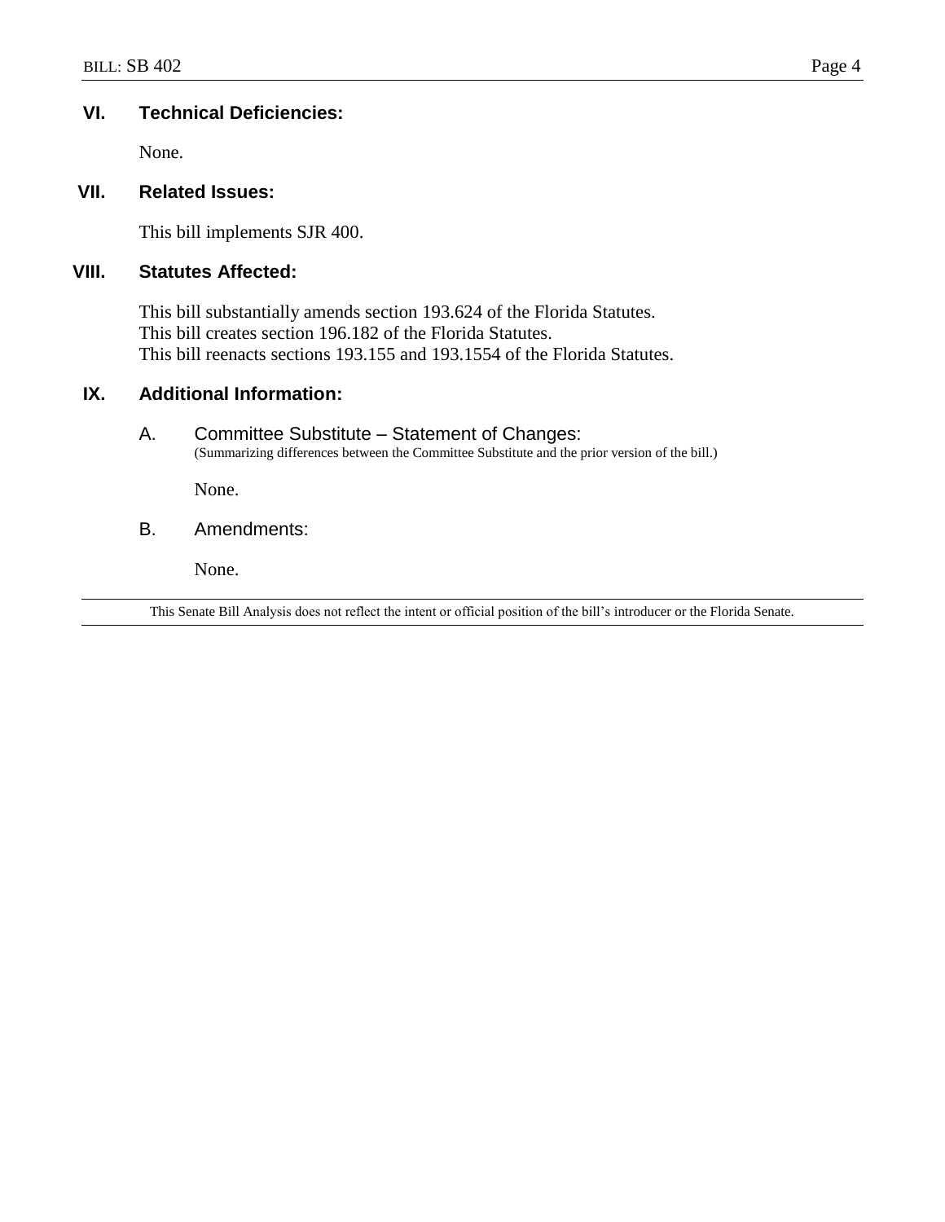## VI. Technical Deficiencies:

None.

## VII. Related Issues:

This bill implements SJR 400.

## VIII. Statutes Affected:

This bill substantially amends section 193.624 of the Florida Statutes.
This bill creates section 196.182 of the Florida Statutes.
This bill reenacts sections 193.155 and 193.1554 of the Florida Statutes.

## IX. Additional Information:

### A. Committee Substitute – Statement of Changes:

(Summarizing differences between the Committee Substitute and the prior version of the bill.)

None.

### B. Amendments:

None.

This Senate Bill Analysis does not reflect the intent or official position of the bill's introducer or the Florida Senate.